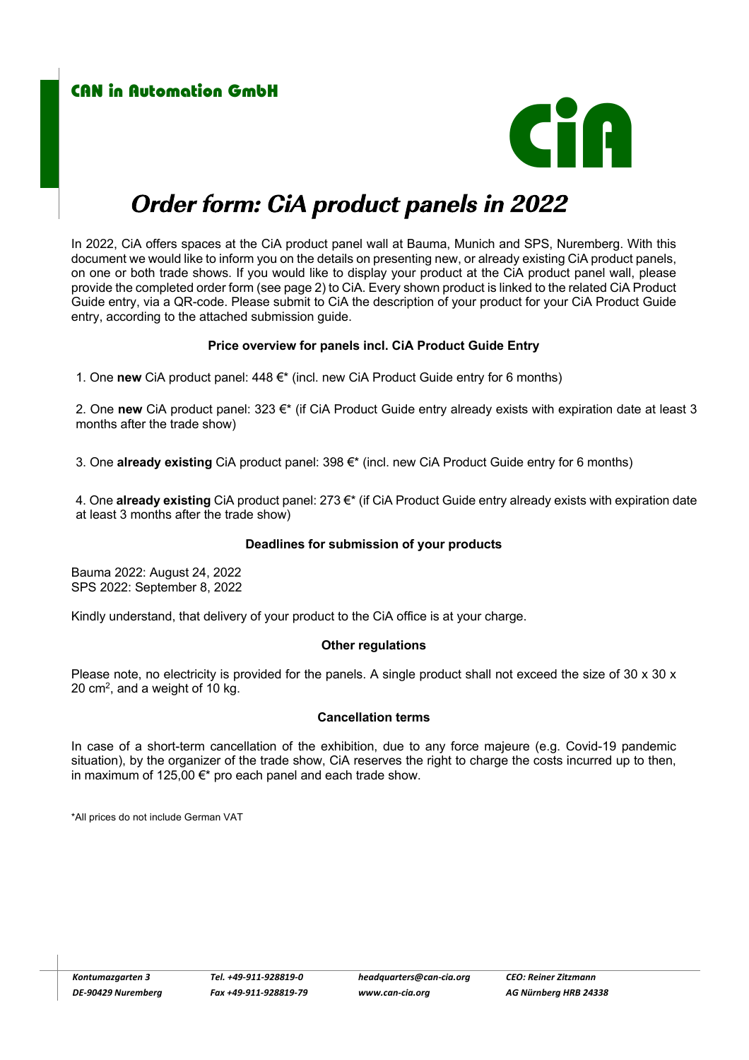**CAN in Automation GmbH**

# Order form: CiA product panels in 2022

In 2022, CiA offers spaces at the CiA product panel wall at Bauma, Munich and SPS, Nuremberg. With this document we would like to inform you on the details on presenting new, or already existing CiA product panels, on one or both trade shows. If you would like to display your product at the CiA product panel wall, please provide the completed order form (see page 2) to CiA. Every shown product is linked to the related CiA Product Guide entry, via a QR-code. Please submit to CiA the description of your product for your CiA Product Guide entry, according to the attached submission guide.

**Price overview for panels incl. CiA Product Guide Entry**

1. One **new** CiA product panel: 448 €* (incl. new CiA Product Guide entry for 6 months)

2. One **new** CiA product panel: 323 €* (if CiA Product Guide entry already exists with expiration date at least 3 months after the trade show)

3. One **already existing** CiA product panel: 398 €* (incl. new CiA Product Guide entry for 6 months)

4. One **already existing** CiA product panel: 273 €* (if CiA Product Guide entry already exists with expiration date at least 3 months after the trade show)

**Deadlines for submission of your products**

Bauma 2022: August 24, 2022
SPS 2022: September 8, 2022

Kindly understand, that delivery of your product to the CiA office is at your charge.

**Other regulations**

Please note, no electricity is provided for the panels. A single product shall not exceed the size of 30 x 30 x 20 $cm^2$, and a weight of 10 kg.

**Cancellation terms**

In case of a short-term cancellation of the exhibition, due to any force majeure (e.g. Covid-19 pandemic situation), by the organizer of the trade show, CiA reserves the right to charge the costs incurred up to then, in maximum of 125,00 €* pro each panel and each trade show.

*All prices do not include German VAT

*Kontumazgarten 3*
*DE-90429 Nuremberg*

*Tel. +49-911-928819-0*
*Fax +49-911-928819-79*

*headquarters@can-cia.org*
*www.can-cia.org*

*CEO: Reiner Zitzmann*
*AG Nürnberg HRB 24338*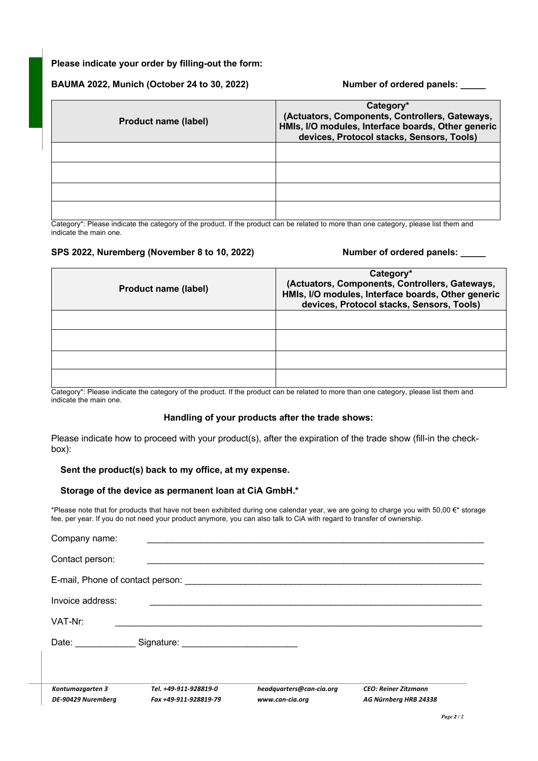**Please indicate your order by filling-out the form:**

**BAUMA 2022, Munich (October 24 to 30, 2022)** **Number of ordered panels: _____**

| Product name (label) | Category* (Actuators, Components, Controllers, Gateways, HMIs, I/O modules, Interface boards, Other generic devices, Protocol stacks, Sensors, Tools) |
|---|---|
| | |
| | |
| | |
| | |

Category*: Please indicate the category of the product. If the product can be related to more than one category, please list them and indicate the main one.

**SPS 2022, Nuremberg (November 8 to 10, 2022)** **Number of ordered panels: _____**

| Product name (label) | Category* (Actuators, Components, Controllers, Gateways, HMIs, I/O modules, Interface boards, Other generic devices, Protocol stacks, Sensors, Tools) |
|---|---|
| | |
| | |
| | |
| | |

Category*: Please indicate the category of the product. If the product can be related to more than one category, please list them and indicate the main one.

**Handling of your products after the trade shows:**

Please indicate how to proceed with your product(s), after the expiration of the trade show (fill-in the check-box):

**Sent the product(s) back to my office, at my expense.**

**Storage of the device as permanent loan at CiA GmbH.***

*Please note that for products that have not been exhibited during one calendar year, we are going to charge you with 50,00 €* storage fee, per year. If you do not need your product anymore, you can also talk to CiA with regard to transfer of ownership.

Company name: ____________________________________________

Contact person: ____________________________________________

E-mail, Phone of contact person: ____________________________________________

Invoice address: ____________________________________________

VAT-Nr: ____________________________________________

Date: ____________ Signature: ______________________

*Kontumazgarten 3*
*DE-90429 Nuremberg*

*Tel. +49-911-928819-0*
*Fax +49-911-928819-79*

*headquarters@can-cia.org*
*www.can-cia.org*

*CEO: Reiner Zitzmann*
*AG Nürnberg HRB 24338*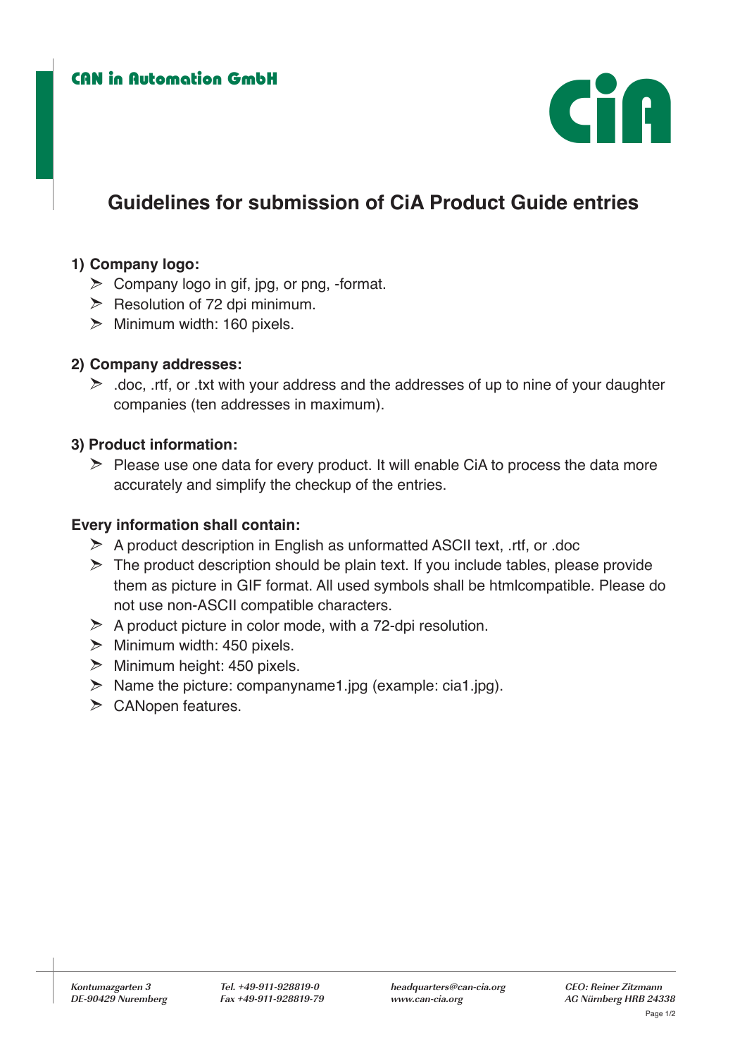CAN in Automation GmbH

# Guidelines for submission of CiA Product Guide entries

**1) Company logo:**

- Company logo in gif, jpg, or png, -format.
- Resolution of 72 dpi minimum.
- Minimum width: 160 pixels.

**2) Company addresses:**

- .doc, .rtf, or .txt with your address and the addresses of up to nine of your daughter companies (ten addresses in maximum).

**3) Product information:**

- Please use one data for every product. It will enable CiA to process the data more accurately and simplify the checkup of the entries.

**Every information shall contain:**

- A product description in English as unformatted ASCII text, .rtf, or .doc
- The product description should be plain text. If you include tables, please provide them as picture in GIF format. All used symbols shall be htmlcompatible. Please do not use non-ASCII compatible characters.
- A product picture in color mode, with a 72-dpi resolution.
- Minimum width: 450 pixels.
- Minimum height: 450 pixels.
- Name the picture: companyname1.jpg (example: cia1.jpg).
- CANopen features.

*Kontumazgarten 3*
*DE-90429 Nuremberg*

*Tel. +49-911-928819-0*
*Fax +49-911-928819-79*

*headquarters@can-cia.org*
*www.can-cia.org*

*CEO: Reiner Zitzmann*
*AG Nürnberg HRB 24338*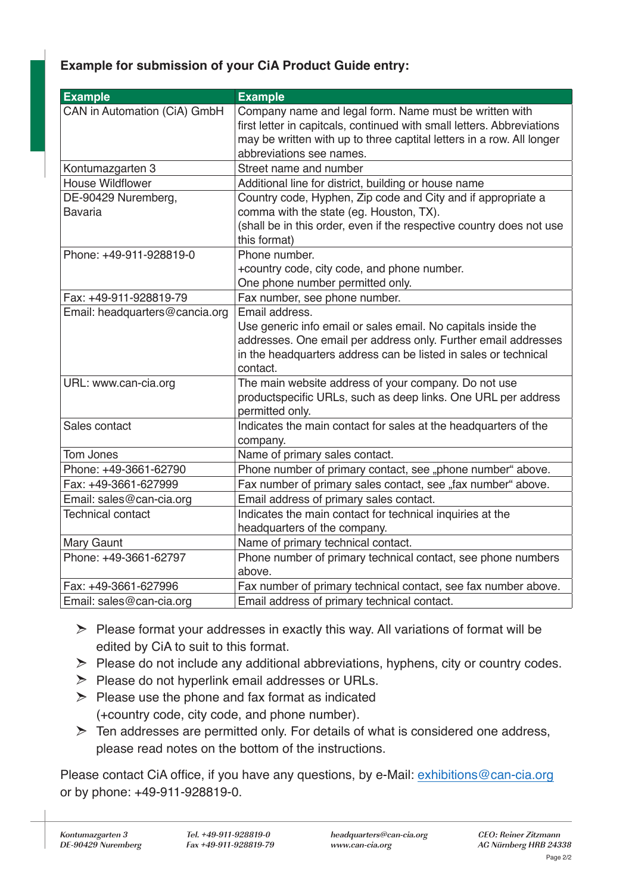### Example for submission of your CiA Product Guide entry:

| Example | Example |
|---|---|
| CAN in Automation (CiA) GmbH | Company name and legal form. Name must be written with first letter in capitcals, continued with small letters. Abbreviations may be written with up to three captital letters in a row. All longer abbreviations see names. |
| Kontumazgarten 3 | Street name and number |
| House Wildflower | Additional line for district, building or house name |
| DE-90429 Nuremberg, Bavaria | Country code, Hyphen, Zip code and City and if appropriate a comma with the state (eg. Houston, TX). (shall be in this order, even if the respective country does not use this format) |
| Phone: +49-911-928819-0 | Phone number. +country code, city code, and phone number. One phone number permitted only. |
| Fax: +49-911-928819-79 | Fax number, see phone number. |
| Email: headquarters@cancia.org | Email address. Use generic info email or sales email. No capitals inside the addresses. One email per address only. Further email addresses in the headquarters address can be listed in sales or technical contact. |
| URL: www.can-cia.org | The main website address of your company. Do not use productspecific URLs, such as deep links. One URL per address permitted only. |
| Sales contact | Indicates the main contact for sales at the headquarters of the company. |
| Tom Jones | Name of primary sales contact. |
| Phone: +49-3661-62790 | Phone number of primary contact, see „phone number“ above. |
| Fax: +49-3661-627999 | Fax number of primary sales contact, see „fax number“ above. |
| Email: sales@can-cia.org | Email address of primary sales contact. |
| Technical contact | Indicates the main contact for technical inquiries at the headquarters of the company. |
| Mary Gaunt | Name of primary technical contact. |
| Phone: +49-3661-62797 | Phone number of primary technical contact, see phone numbers above. |
| Fax: +49-3661-627996 | Fax number of primary technical contact, see fax number above. |
| Email: sales@can-cia.org | Email address of primary technical contact. |

- Please format your addresses in exactly this way. All variations of format will be edited by CiA to suit to this format.
- Please do not include any additional abbreviations, hyphens, city or country codes.
- Please do not hyperlink email addresses or URLs.
- Please use the phone and fax format as indicated (+country code, city code, and phone number).
- Ten addresses are permitted only. For details of what is considered one address, please read notes on the bottom of the instructions.

Please contact CiA office, if you have any questions, by e-Mail: exhibitions@can-cia.org or by phone: +49-911-928819-0.